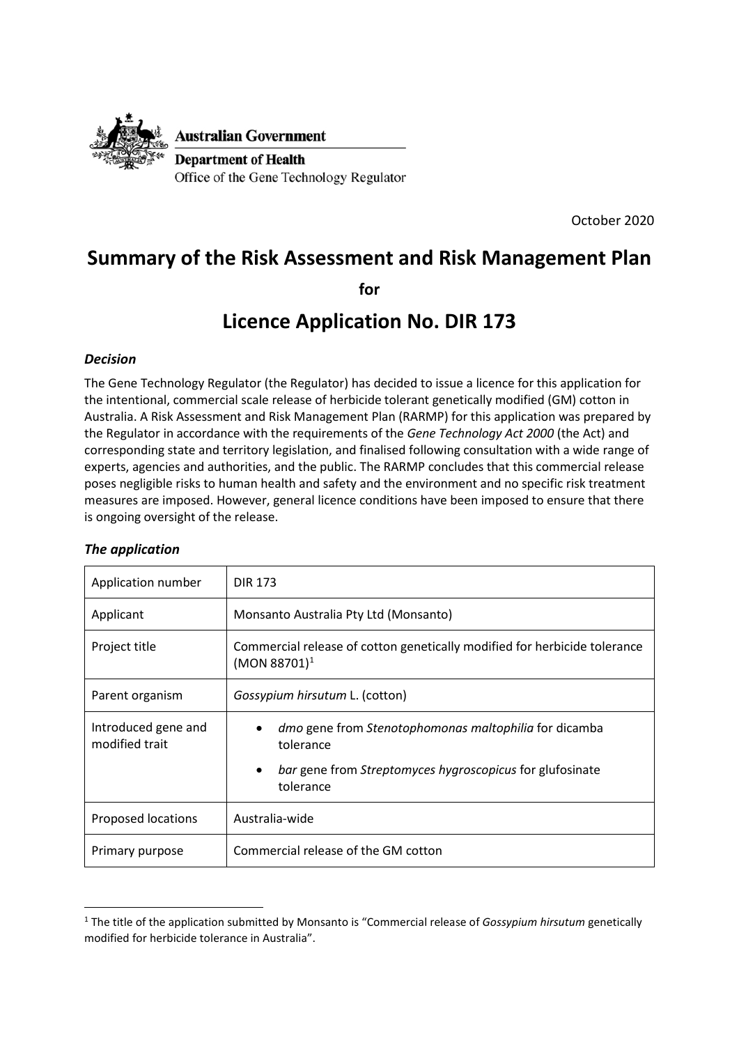Australian Government

Department of Health

Office of the Gene Technology Regulator

October 2020

# Summary of the Risk Assessment and Risk Management Plan

**for**

# Licence Application No. DIR 173

### *Decision*

The Gene Technology Regulator (the Regulator) has decided to issue a licence for this application for the intentional, commercial scale release of herbicide tolerant genetically modified (GM) cotton in Australia. A Risk Assessment and Risk Management Plan (RARMP) for this application was prepared by the Regulator in accordance with the requirements of the *Gene Technology Act 2000* (the Act) and corresponding state and territory legislation, and finalised following consultation with a wide range of experts, agencies and authorities, and the public. The RARMP concludes that this commercial release poses negligible risks to human health and safety and the environment and no specific risk treatment measures are imposed. However, general licence conditions have been imposed to ensure that there is ongoing oversight of the release.

### *The application*

| | |
|---|---|
| Application number | DIR 173 |
| Applicant | Monsanto Australia Pty Ltd (Monsanto) |
| Project title | Commercial release of cotton genetically modified for herbicide tolerance (MON 88701)[1] |
| Parent organism | *Gossypium hirsutum* L. (cotton) |
| Introduced gene and modified trait | • *dmo* gene from *Stenotophomonas maltophilia* for dicamba tolerance<br>• *bar* gene from *Streptomyces hygroscopicus* for glufosinate tolerance |
| Proposed locations | Australia-wide |
| Primary purpose | Commercial release of the GM cotton |

[1] The title of the application submitted by Monsanto is "Commercial release of *Gossypium hirsutum* genetically modified for herbicide tolerance in Australia".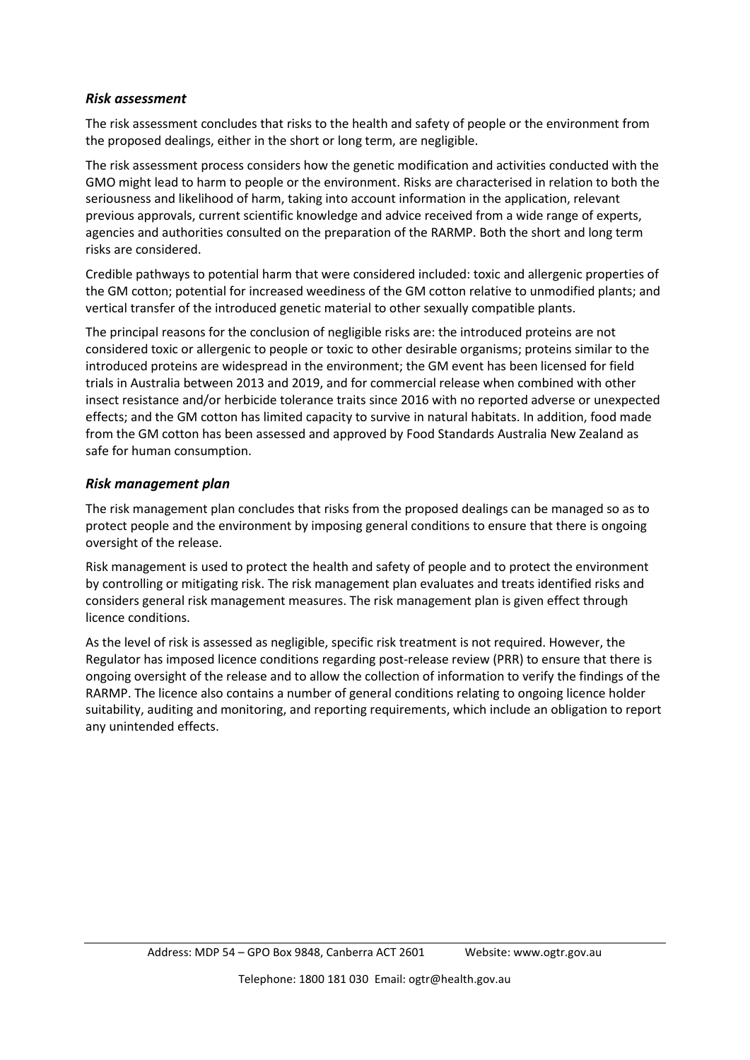### *Risk assessment*

The risk assessment concludes that risks to the health and safety of people or the environment from the proposed dealings, either in the short or long term, are negligible.

The risk assessment process considers how the genetic modification and activities conducted with the GMO might lead to harm to people or the environment. Risks are characterised in relation to both the seriousness and likelihood of harm, taking into account information in the application, relevant previous approvals, current scientific knowledge and advice received from a wide range of experts, agencies and authorities consulted on the preparation of the RARMP. Both the short and long term risks are considered.

Credible pathways to potential harm that were considered included: toxic and allergenic properties of the GM cotton; potential for increased weediness of the GM cotton relative to unmodified plants; and vertical transfer of the introduced genetic material to other sexually compatible plants.

The principal reasons for the conclusion of negligible risks are: the introduced proteins are not considered toxic or allergenic to people or toxic to other desirable organisms; proteins similar to the introduced proteins are widespread in the environment; the GM event has been licensed for field trials in Australia between 2013 and 2019, and for commercial release when combined with other insect resistance and/or herbicide tolerance traits since 2016 with no reported adverse or unexpected effects; and the GM cotton has limited capacity to survive in natural habitats. In addition, food made from the GM cotton has been assessed and approved by Food Standards Australia New Zealand as safe for human consumption.

### *Risk management plan*

The risk management plan concludes that risks from the proposed dealings can be managed so as to protect people and the environment by imposing general conditions to ensure that there is ongoing oversight of the release.

Risk management is used to protect the health and safety of people and to protect the environment by controlling or mitigating risk. The risk management plan evaluates and treats identified risks and considers general risk management measures. The risk management plan is given effect through licence conditions.

As the level of risk is assessed as negligible, specific risk treatment is not required. However, the Regulator has imposed licence conditions regarding post-release review (PRR) to ensure that there is ongoing oversight of the release and to allow the collection of information to verify the findings of the RARMP. The licence also contains a number of general conditions relating to ongoing licence holder suitability, auditing and monitoring, and reporting requirements, which include an obligation to report any unintended effects.